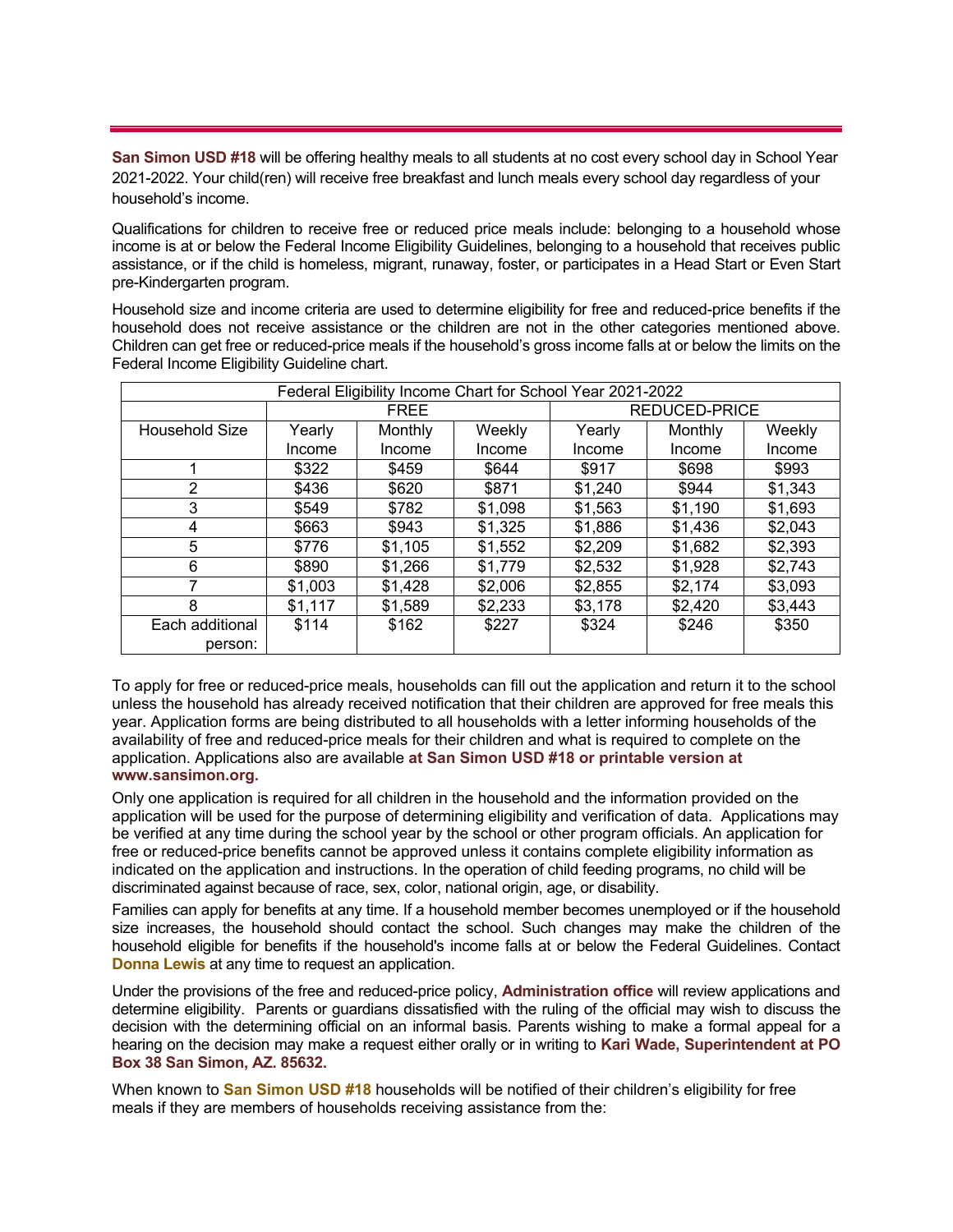**San Simon USD #18** will be offering healthy meals to all students at no cost every school day in School Year 2021-2022. Your child(ren) will receive free breakfast and lunch meals every school day regardless of your household's income.

Qualifications for children to receive free or reduced price meals include: belonging to a household whose income is at or below the Federal Income Eligibility Guidelines, belonging to a household that receives public assistance, or if the child is homeless, migrant, runaway, foster, or participates in a Head Start or Even Start pre-Kindergarten program.

Household size and income criteria are used to determine eligibility for free and reduced-price benefits if the household does not receive assistance or the children are not in the other categories mentioned above. Children can get free or reduced-price meals if the household's gross income falls at or below the limits on the Federal Income Eligibility Guideline chart.

| Federal Eligibility Income Chart for School Year 2021-2022 | | | | | | |
|---|---|---|---|---|---|---|
| | FREE | | | REDUCED-PRICE | | |
| Household Size | Yearly Income | Monthly Income | Weekly Income | Yearly Income | Monthly Income | Weekly Income |
| 1 | $322 | $459 | $644 | $917 | $698 | $993 |
| 2 | $436 | $620 | $871 | $1,240 | $944 | $1,343 |
| 3 | $549 | $782 | $1,098 | $1,563 | $1,190 | $1,693 |
| 4 | $663 | $943 | $1,325 | $1,886 | $1,436 | $2,043 |
| 5 | $776 | $1,105 | $1,552 | $2,209 | $1,682 | $2,393 |
| 6 | $890 | $1,266 | $1,779 | $2,532 | $1,928 | $2,743 |
| 7 | $1,003 | $1,428 | $2,006 | $2,855 | $2,174 | $3,093 |
| 8 | $1,117 | $1,589 | $2,233 | $3,178 | $2,420 | $3,443 |
| Each additional person: | $114 | $162 | $227 | $324 | $246 | $350 |

To apply for free or reduced-price meals, households can fill out the application and return it to the school unless the household has already received notification that their children are approved for free meals this year. Application forms are being distributed to all households with a letter informing households of the availability of free and reduced-price meals for their children and what is required to complete on the application. Applications also are available **at San Simon USD #18 or printable version at www.sansimon.org.**

Only one application is required for all children in the household and the information provided on the application will be used for the purpose of determining eligibility and verification of data. Applications may be verified at any time during the school year by the school or other program officials. An application for free or reduced-price benefits cannot be approved unless it contains complete eligibility information as indicated on the application and instructions. In the operation of child feeding programs, no child will be discriminated against because of race, sex, color, national origin, age, or disability.

Families can apply for benefits at any time. If a household member becomes unemployed or if the household size increases, the household should contact the school. Such changes may make the children of the household eligible for benefits if the household's income falls at or below the Federal Guidelines. Contact **Donna Lewis** at any time to request an application.

Under the provisions of the free and reduced-price policy, **Administration office** will review applications and determine eligibility. Parents or guardians dissatisfied with the ruling of the official may wish to discuss the decision with the determining official on an informal basis. Parents wishing to make a formal appeal for a hearing on the decision may make a request either orally or in writing to **Kari Wade, Superintendent at PO Box 38 San Simon, AZ. 85632.**

When known to **San Simon USD #18** households will be notified of their children's eligibility for free meals if they are members of households receiving assistance from the: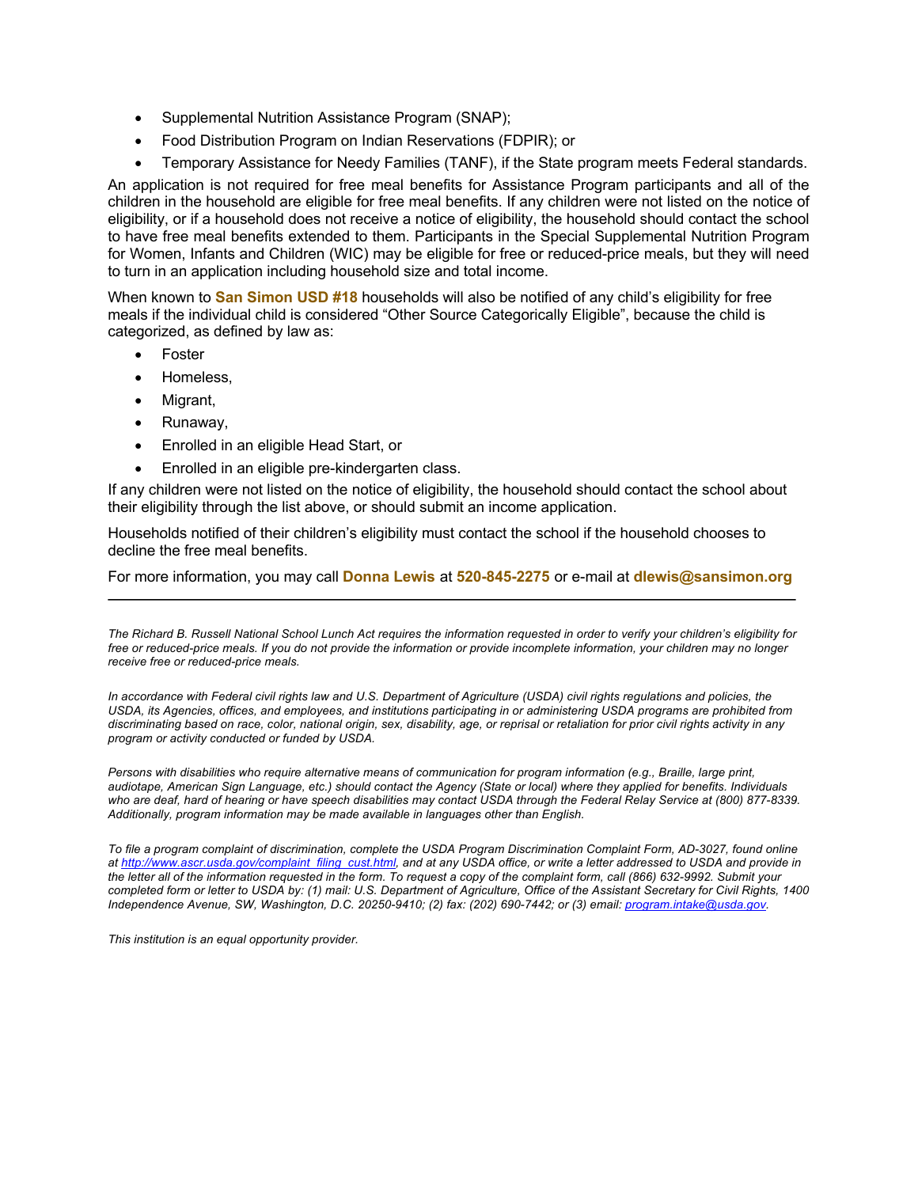- Supplemental Nutrition Assistance Program (SNAP);
- Food Distribution Program on Indian Reservations (FDPIR); or
- Temporary Assistance for Needy Families (TANF), if the State program meets Federal standards.

An application is not required for free meal benefits for Assistance Program participants and all of the children in the household are eligible for free meal benefits. If any children were not listed on the notice of eligibility, or if a household does not receive a notice of eligibility, the household should contact the school to have free meal benefits extended to them. Participants in the Special Supplemental Nutrition Program for Women, Infants and Children (WIC) may be eligible for free or reduced-price meals, but they will need to turn in an application including household size and total income.

When known to **San Simon USD #18** households will also be notified of any child's eligibility for free meals if the individual child is considered "Other Source Categorically Eligible", because the child is categorized, as defined by law as:

- Foster
- Homeless,
- Migrant,
- Runaway,
- Enrolled in an eligible Head Start, or
- Enrolled in an eligible pre-kindergarten class.

If any children were not listed on the notice of eligibility, the household should contact the school about their eligibility through the list above, or should submit an income application.

Households notified of their children's eligibility must contact the school if the household chooses to decline the free meal benefits.

For more information, you may call **Donna Lewis** at **520-845-2275** or e-mail at **dlewis@sansimon.org**

---

*The Richard B. Russell National School Lunch Act requires the information requested in order to verify your children's eligibility for free or reduced-price meals. If you do not provide the information or provide incomplete information, your children may no longer receive free or reduced-price meals.*

*In accordance with Federal civil rights law and U.S. Department of Agriculture (USDA) civil rights regulations and policies, the USDA, its Agencies, offices, and employees, and institutions participating in or administering USDA programs are prohibited from discriminating based on race, color, national origin, sex, disability, age, or reprisal or retaliation for prior civil rights activity in any program or activity conducted or funded by USDA.*

*Persons with disabilities who require alternative means of communication for program information (e.g., Braille, large print, audiotape, American Sign Language, etc.) should contact the Agency (State or local) where they applied for benefits. Individuals who are deaf, hard of hearing or have speech disabilities may contact USDA through the Federal Relay Service at (800) 877-8339. Additionally, program information may be made available in languages other than English.*

*To file a program complaint of discrimination, complete the USDA Program Discrimination Complaint Form, AD-3027, found online at http://www.ascr.usda.gov/complaint_filing_cust.html, and at any USDA office, or write a letter addressed to USDA and provide in the letter all of the information requested in the form. To request a copy of the complaint form, call (866) 632-9992. Submit your completed form or letter to USDA by: (1) mail: U.S. Department of Agriculture, Office of the Assistant Secretary for Civil Rights, 1400 Independence Avenue, SW, Washington, D.C. 20250-9410; (2) fax: (202) 690-7442; or (3) email: program.intake@usda.gov.*

*This institution is an equal opportunity provider.*